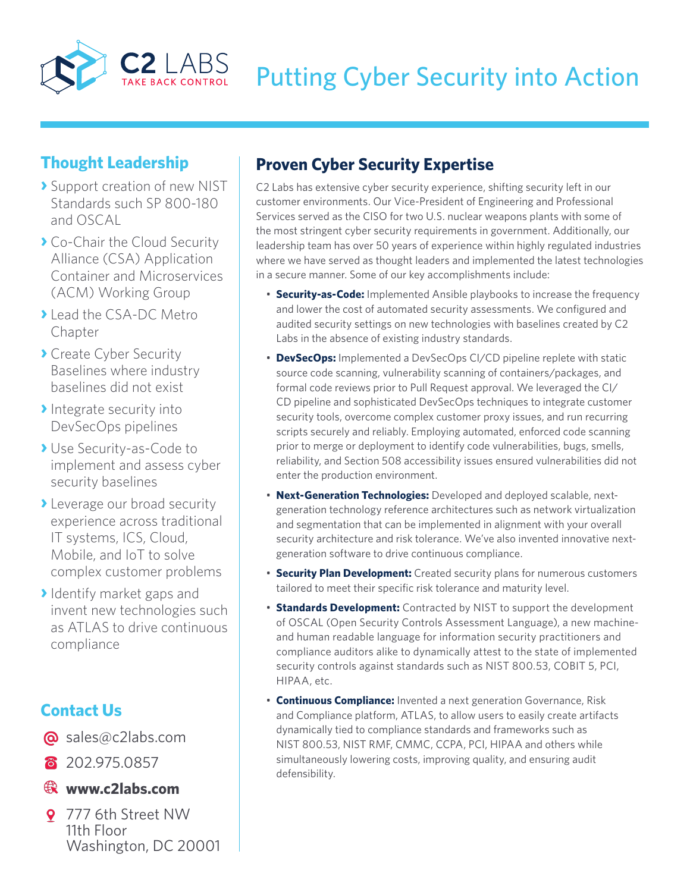C2 LABS
TAKE BACK CONTROL

# Putting Cyber Security into Action

## Thought Leadership

- Support creation of new NIST Standards such SP 800-180 and OSCAL
- Co-Chair the Cloud Security Alliance (CSA) Application Container and Microservices (ACM) Working Group
- Lead the CSA-DC Metro Chapter
- Create Cyber Security Baselines where industry baselines did not exist
- Integrate security into DevSecOps pipelines
- Use Security-as-Code to implement and assess cyber security baselines
- Leverage our broad security experience across traditional IT systems, ICS, Cloud, Mobile, and IoT to solve complex customer problems
- Identify market gaps and invent new technologies such as ATLAS to drive continuous compliance

## Contact Us

- sales@c2labs.com
- 202.975.0857
- **www.c2labs.com**
- 777 6th Street NW
  11th Floor
  Washington, DC 20001

## Proven Cyber Security Expertise

C2 Labs has extensive cyber security experience, shifting security left in our customer environments. Our Vice-President of Engineering and Professional Services served as the CISO for two U.S. nuclear weapons plants with some of the most stringent cyber security requirements in government. Additionally, our leadership team has over 50 years of experience within highly regulated industries where we have served as thought leaders and implemented the latest technologies in a secure manner. Some of our key accomplishments include:

- **Security-as-Code:** Implemented Ansible playbooks to increase the frequency and lower the cost of automated security assessments. We configured and audited security settings on new technologies with baselines created by C2 Labs in the absence of existing industry standards.
- **DevSecOps:** Implemented a DevSecOps CI/CD pipeline replete with static source code scanning, vulnerability scanning of containers/packages, and formal code reviews prior to Pull Request approval. We leveraged the CI/CD pipeline and sophisticated DevSecOps techniques to integrate customer security tools, overcome complex customer proxy issues, and run recurring scripts securely and reliably. Employing automated, enforced code scanning prior to merge or deployment to identify code vulnerabilities, bugs, smells, reliability, and Section 508 accessibility issues ensured vulnerabilities did not enter the production environment.
- **Next-Generation Technologies:** Developed and deployed scalable, next-generation technology reference architectures such as network virtualization and segmentation that can be implemented in alignment with your overall security architecture and risk tolerance. We've also invented innovative next-generation software to drive continuous compliance.
- **Security Plan Development:** Created security plans for numerous customers tailored to meet their specific risk tolerance and maturity level.
- **Standards Development:** Contracted by NIST to support the development of OSCAL (Open Security Controls Assessment Language), a new machine- and human readable language for information security practitioners and compliance auditors alike to dynamically attest to the state of implemented security controls against standards such as NIST 800.53, COBIT 5, PCI, HIPAA, etc.
- **Continuous Compliance:** Invented a next generation Governance, Risk and Compliance platform, ATLAS, to allow users to easily create artifacts dynamically tied to compliance standards and frameworks such as NIST 800.53, NIST RMF, CMMC, CCPA, PCI, HIPAA and others while simultaneously lowering costs, improving quality, and ensuring audit defensibility.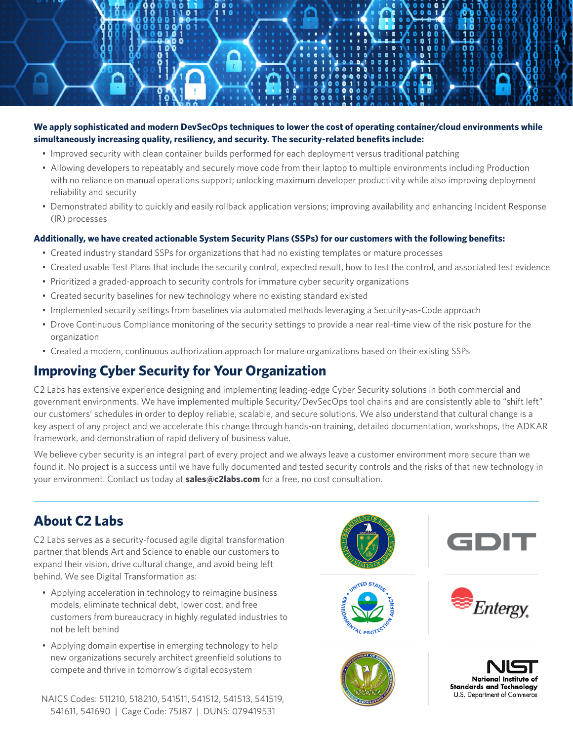**We apply sophisticated and modern DevSecOps techniques to lower the cost of operating container/cloud environments while simultaneously increasing quality, resiliency, and security. The security-related benefits include:**

- Improved security with clean container builds performed for each deployment versus traditional patching
- Allowing developers to repeatably and securely move code from their laptop to multiple environments including Production with no reliance on manual operations support; unlocking maximum developer productivity while also improving deployment reliability and security
- Demonstrated ability to quickly and easily rollback application versions; improving availability and enhancing Incident Response (IR) processes

**Additionally, we have created actionable System Security Plans (SSPs) for our customers with the following benefits:**

- Created industry standard SSPs for organizations that had no existing templates or mature processes
- Created usable Test Plans that include the security control, expected result, how to test the control, and associated test evidence
- Prioritized a graded-approach to security controls for immature cyber security organizations
- Created security baselines for new technology where no existing standard existed
- Implemented security settings from baselines via automated methods leveraging a Security-as-Code approach
- Drove Continuous Compliance monitoring of the security settings to provide a near real-time view of the risk posture for the organization
- Created a modern, continuous authorization approach for mature organizations based on their existing SSPs

## Improving Cyber Security for Your Organization

C2 Labs has extensive experience designing and implementing leading-edge Cyber Security solutions in both commercial and government environments. We have implemented multiple Security/DevSecOps tool chains and are consistently able to "shift left" our customers' schedules in order to deploy reliable, scalable, and secure solutions. We also understand that cultural change is a key aspect of any project and we accelerate this change through hands-on training, detailed documentation, workshops, the ADKAR framework, and demonstration of rapid delivery of business value.

We believe cyber security is an integral part of every project and we always leave a customer environment more secure than we found it. No project is a success until we have fully documented and tested security controls and the risks of that new technology in your environment. Contact us today at **sales@c2labs.com** for a free, no cost consultation.

## About C2 Labs

C2 Labs serves as a security-focused agile digital transformation partner that blends Art and Science to enable our customers to expand their vision, drive cultural change, and avoid being left behind. We see Digital Transformation as:

- Applying acceleration in technology to reimagine business models, eliminate technical debt, lower cost, and free customers from bureaucracy in highly regulated industries to not be left behind
- Applying domain expertise in emerging technology to help new organizations securely architect greenfield solutions to compete and thrive in tomorrow's digital ecosystem

NAICS Codes: 511210, 518210, 541511, 541512, 541513, 541519, 541611, 541690 | Cage Code: 75J87 | DUNS: 079419531

GDIT

Entergy

NIST
National Institute of Standards and Technology
U.S. Department of Commerce